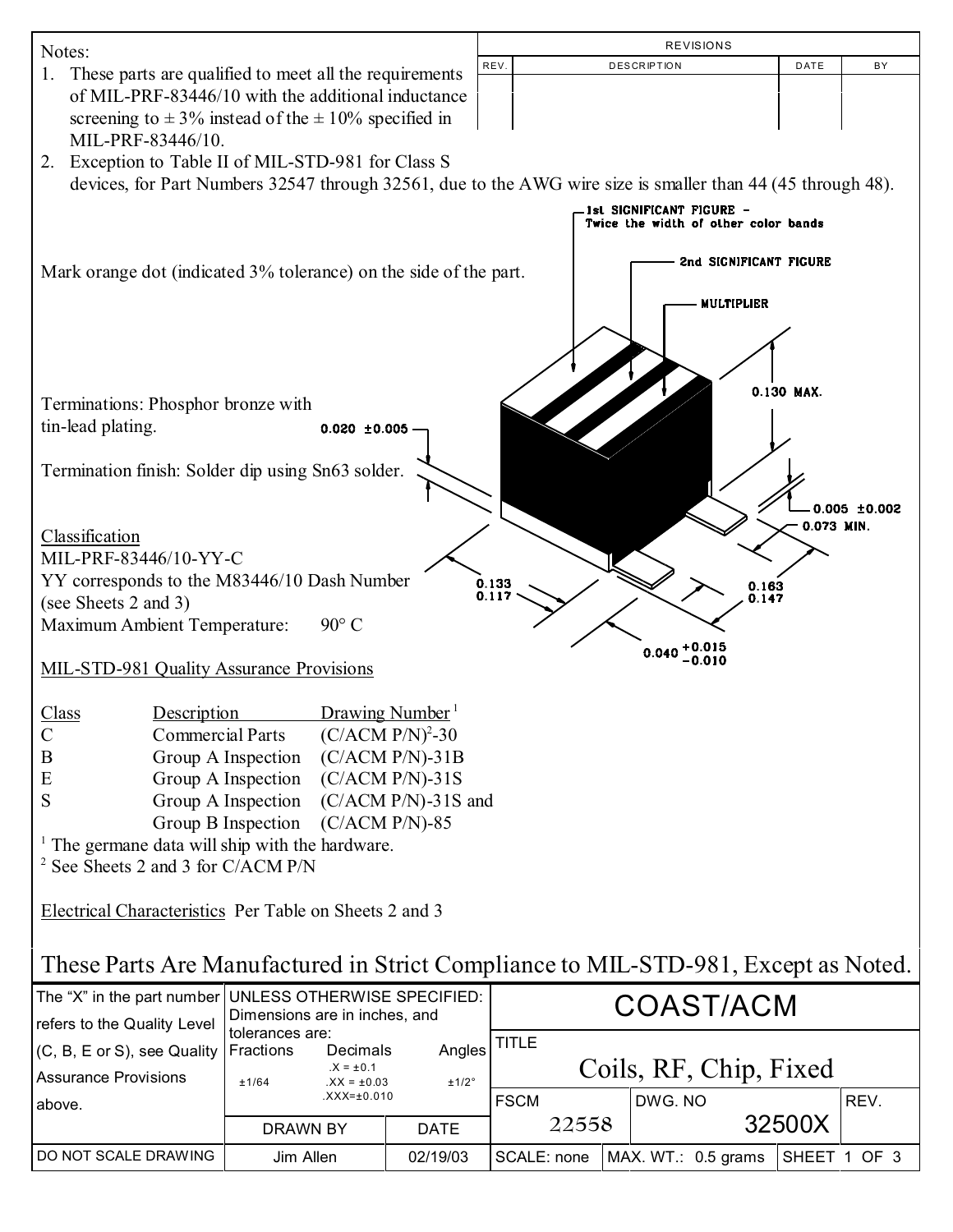Notes:

1. These parts are qualified to meet all the requirements of MIL-PRF-83446/10 with the additional inductance screening to ± 3% instead of the ± 10% specified in MIL-PRF-83446/10.
2. Exception to Table II of MIL-STD-981 for Class S devices, for Part Numbers 32547 through 32561, due to the AWG wire size is smaller than 44 (45 through 48).

| REVISIONS | | | |
|---|---|---|---|
| REV. | DESCRIPTION | DATE | BY |
| | | | |

Mark orange dot (indicated 3% tolerance) on the side of the part.

1st SIGNIFICANT FIGURE – Twice the width of other color bands

2nd SIGNIFICANT FIGURE

MULTIPLIER

0.130 MAX.

0.020 ±0.005

0.005 ±0.002

0.073 MIN.

0.133
0.117

0.163
0.147

$0.040^{+0.015}_{-0.010}$

Terminations: Phosphor bronze with tin-lead plating.

Termination finish: Solder dip using Sn63 solder.

Classification
MIL-PRF-83446/10-YY-C
YY corresponds to the M83446/10 Dash Number (see Sheets 2 and 3)
Maximum Ambient Temperature: 90° C

MIL-STD-981 Quality Assurance Provisions

| Class | Description | Drawing Number[1] |
|---|---|---|
| C | Commercial Parts | (C/ACM P/N)[2]-30 |
| B | Group A Inspection | (C/ACM P/N)-31B |
| E | Group A Inspection | (C/ACM P/N)-31S |
| S | Group A Inspection | (C/ACM P/N)-31S and |
| | Group B Inspection | (C/ACM P/N)-85 |

[1] The germane data will ship with the hardware.
[2] See Sheets 2 and 3 for C/ACM P/N

Electrical Characteristics Per Table on Sheets 2 and 3

These Parts Are Manufactured in Strict Compliance to MIL-STD-981, Except as Noted.

| The "X" in the part number refers to the Quality Level (C, B, E or S), see Quality Assurance Provisions above. | UNLESS OTHERWISE SPECIFIED: Dimensions are in inches, and tolerances are: Fractions ±1/64; Decimals .X = ±0.1, .XX = ±0.03, .XXX=±0.010; Angles ±1/2° | COAST/ACM | | |
|---|---|---|---|---|
| | | TITLE: Coils, RF, Chip, Fixed | | |
| | DRAWN BY: Jim Allen — DATE: 02/19/03 | FSCM: 22558 | DWG. NO: 32500X | REV. |
| DO NOT SCALE DRAWING | | SCALE: none | MAX. WT.: 0.5 grams | SHEET 1 OF 3 |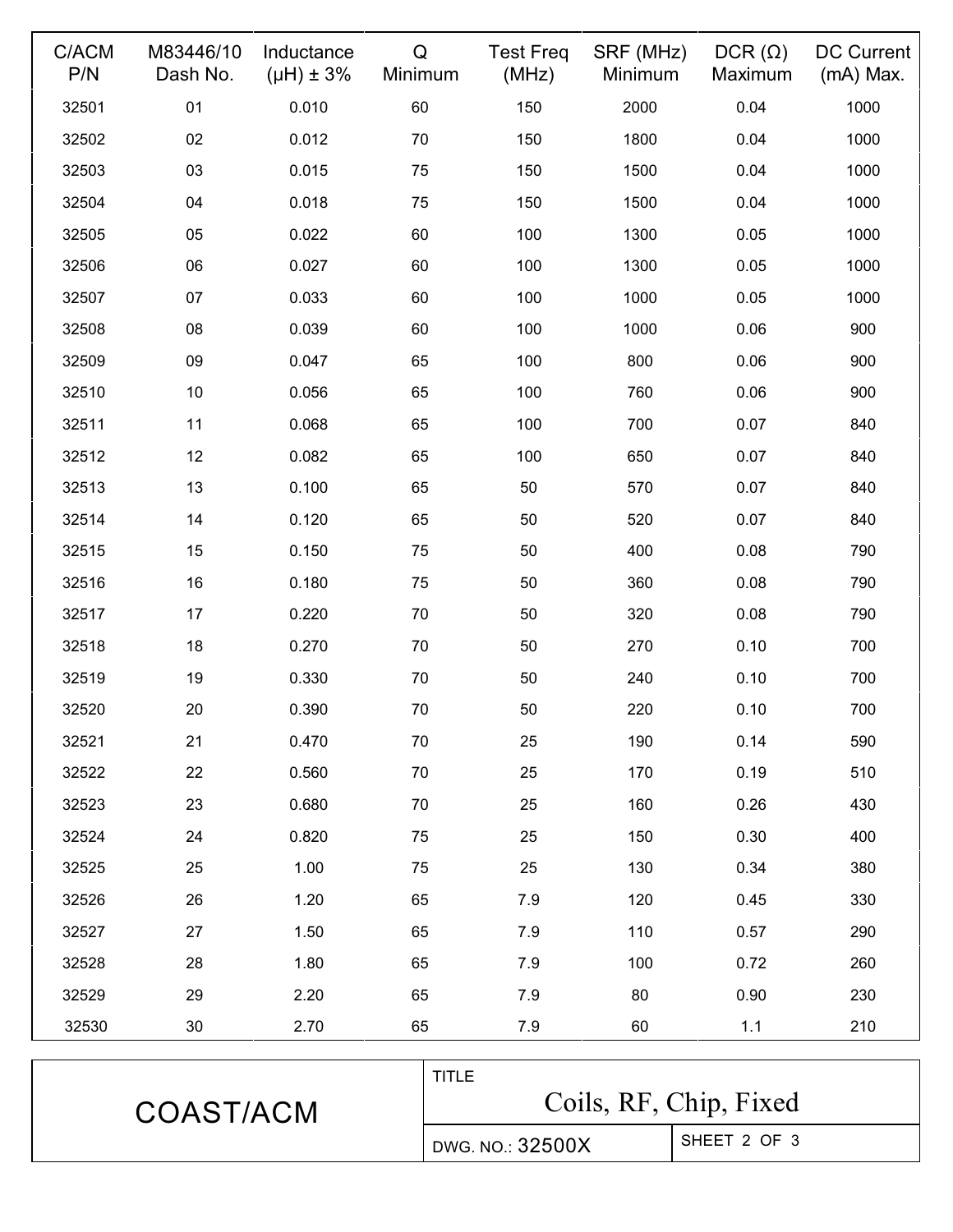| C/ACM P/N | M83446/10 Dash No. | Inductance (µH) ± 3% | Q Minimum | Test Freq (MHz) | SRF (MHz) Minimum | DCR (Ω) Maximum | DC Current (mA) Max. |
|---|---|---|---|---|---|---|---|
| 32501 | 01 | 0.010 | 60 | 150 | 2000 | 0.04 | 1000 |
| 32502 | 02 | 0.012 | 70 | 150 | 1800 | 0.04 | 1000 |
| 32503 | 03 | 0.015 | 75 | 150 | 1500 | 0.04 | 1000 |
| 32504 | 04 | 0.018 | 75 | 150 | 1500 | 0.04 | 1000 |
| 32505 | 05 | 0.022 | 60 | 100 | 1300 | 0.05 | 1000 |
| 32506 | 06 | 0.027 | 60 | 100 | 1300 | 0.05 | 1000 |
| 32507 | 07 | 0.033 | 60 | 100 | 1000 | 0.05 | 1000 |
| 32508 | 08 | 0.039 | 60 | 100 | 1000 | 0.06 | 900 |
| 32509 | 09 | 0.047 | 65 | 100 | 800 | 0.06 | 900 |
| 32510 | 10 | 0.056 | 65 | 100 | 760 | 0.06 | 900 |
| 32511 | 11 | 0.068 | 65 | 100 | 700 | 0.07 | 840 |
| 32512 | 12 | 0.082 | 65 | 100 | 650 | 0.07 | 840 |
| 32513 | 13 | 0.100 | 65 | 50 | 570 | 0.07 | 840 |
| 32514 | 14 | 0.120 | 65 | 50 | 520 | 0.07 | 840 |
| 32515 | 15 | 0.150 | 75 | 50 | 400 | 0.08 | 790 |
| 32516 | 16 | 0.180 | 75 | 50 | 360 | 0.08 | 790 |
| 32517 | 17 | 0.220 | 70 | 50 | 320 | 0.08 | 790 |
| 32518 | 18 | 0.270 | 70 | 50 | 270 | 0.10 | 700 |
| 32519 | 19 | 0.330 | 70 | 50 | 240 | 0.10 | 700 |
| 32520 | 20 | 0.390 | 70 | 50 | 220 | 0.10 | 700 |
| 32521 | 21 | 0.470 | 70 | 25 | 190 | 0.14 | 590 |
| 32522 | 22 | 0.560 | 70 | 25 | 170 | 0.19 | 510 |
| 32523 | 23 | 0.680 | 70 | 25 | 160 | 0.26 | 430 |
| 32524 | 24 | 0.820 | 75 | 25 | 150 | 0.30 | 400 |
| 32525 | 25 | 1.00 | 75 | 25 | 130 | 0.34 | 380 |
| 32526 | 26 | 1.20 | 65 | 7.9 | 120 | 0.45 | 330 |
| 32527 | 27 | 1.50 | 65 | 7.9 | 110 | 0.57 | 290 |
| 32528 | 28 | 1.80 | 65 | 7.9 | 100 | 0.72 | 260 |
| 32529 | 29 | 2.20 | 65 | 7.9 | 80 | 0.90 | 230 |
| 32530 | 30 | 2.70 | 65 | 7.9 | 60 | 1.1 | 210 |

| COAST/ACM | TITLE Coils, RF, Chip, Fixed | |
|---|---|---|
| | DWG. NO.: 32500X | SHEET 2 OF 3 |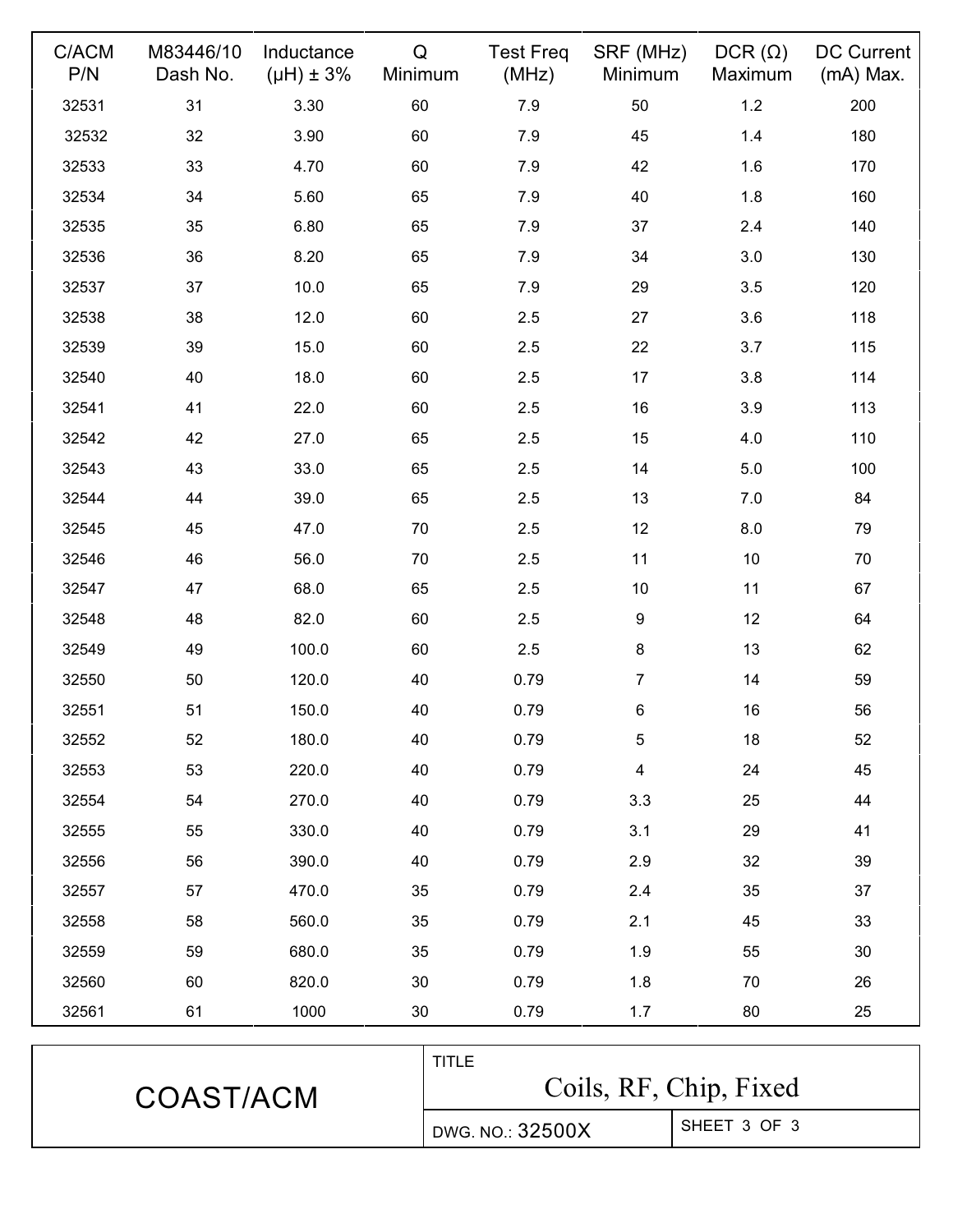| C/ACM P/N | M83446/10 Dash No. | Inductance (μH) ± 3% | Q Minimum | Test Freq (MHz) | SRF (MHz) Minimum | DCR (Ω) Maximum | DC Current (mA) Max. |
|---|---|---|---|---|---|---|---|
| 32531 | 31 | 3.30 | 60 | 7.9 | 50 | 1.2 | 200 |
| 32532 | 32 | 3.90 | 60 | 7.9 | 45 | 1.4 | 180 |
| 32533 | 33 | 4.70 | 60 | 7.9 | 42 | 1.6 | 170 |
| 32534 | 34 | 5.60 | 65 | 7.9 | 40 | 1.8 | 160 |
| 32535 | 35 | 6.80 | 65 | 7.9 | 37 | 2.4 | 140 |
| 32536 | 36 | 8.20 | 65 | 7.9 | 34 | 3.0 | 130 |
| 32537 | 37 | 10.0 | 65 | 7.9 | 29 | 3.5 | 120 |
| 32538 | 38 | 12.0 | 60 | 2.5 | 27 | 3.6 | 118 |
| 32539 | 39 | 15.0 | 60 | 2.5 | 22 | 3.7 | 115 |
| 32540 | 40 | 18.0 | 60 | 2.5 | 17 | 3.8 | 114 |
| 32541 | 41 | 22.0 | 60 | 2.5 | 16 | 3.9 | 113 |
| 32542 | 42 | 27.0 | 65 | 2.5 | 15 | 4.0 | 110 |
| 32543 | 43 | 33.0 | 65 | 2.5 | 14 | 5.0 | 100 |
| 32544 | 44 | 39.0 | 65 | 2.5 | 13 | 7.0 | 84 |
| 32545 | 45 | 47.0 | 70 | 2.5 | 12 | 8.0 | 79 |
| 32546 | 46 | 56.0 | 70 | 2.5 | 11 | 10 | 70 |
| 32547 | 47 | 68.0 | 65 | 2.5 | 10 | 11 | 67 |
| 32548 | 48 | 82.0 | 60 | 2.5 | 9 | 12 | 64 |
| 32549 | 49 | 100.0 | 60 | 2.5 | 8 | 13 | 62 |
| 32550 | 50 | 120.0 | 40 | 0.79 | 7 | 14 | 59 |
| 32551 | 51 | 150.0 | 40 | 0.79 | 6 | 16 | 56 |
| 32552 | 52 | 180.0 | 40 | 0.79 | 5 | 18 | 52 |
| 32553 | 53 | 220.0 | 40 | 0.79 | 4 | 24 | 45 |
| 32554 | 54 | 270.0 | 40 | 0.79 | 3.3 | 25 | 44 |
| 32555 | 55 | 330.0 | 40 | 0.79 | 3.1 | 29 | 41 |
| 32556 | 56 | 390.0 | 40 | 0.79 | 2.9 | 32 | 39 |
| 32557 | 57 | 470.0 | 35 | 0.79 | 2.4 | 35 | 37 |
| 32558 | 58 | 560.0 | 35 | 0.79 | 2.1 | 45 | 33 |
| 32559 | 59 | 680.0 | 35 | 0.79 | 1.9 | 55 | 30 |
| 32560 | 60 | 820.0 | 30 | 0.79 | 1.8 | 70 | 26 |
| 32561 | 61 | 1000 | 30 | 0.79 | 1.7 | 80 | 25 |

| COAST/ACM | TITLE Coils, RF, Chip, Fixed | |
|---|---|---|
| | DWG. NO.: 32500X | SHEET 3 OF 3 |